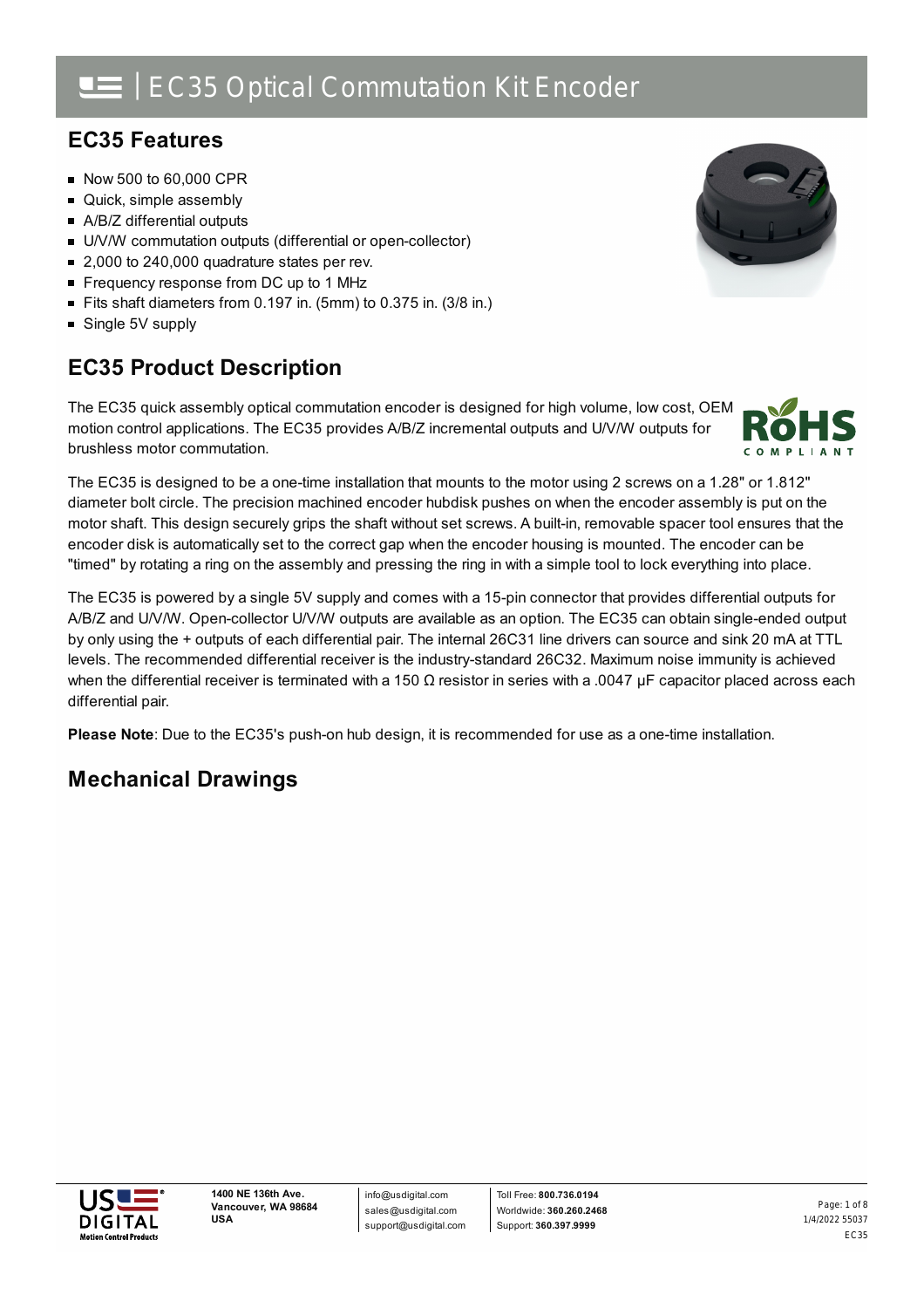# EC35 Optical Commutation Kit Encoder

## EC35 Features

- Now 500 to 60,000 CPR
- Quick, simple assembly
- A/B/Z differential outputs
- U/V/W commutation outputs (differential or open-collector)
- 2,000 to 240,000 quadrature states per rev.
- Frequency response from DC up to 1 MHz
- Fits shaft diameters from 0.197 in. (5mm) to 0.375 in. (3/8 in.)
- Single 5V supply

## EC35 Product Description

The EC35 quick assembly optical commutation encoder is designed for high volume, low cost, OEM motion control applications. The EC35 provides A/B/Z incremental outputs and U/V/W outputs for brushless motor commutation.

The EC35 is designed to be a one-time installation that mounts to the motor using 2 screws on a 1.28" or 1.812" diameter bolt circle. The precision machined encoder hubdisk pushes on when the encoder assembly is put on the motor shaft. This design securely grips the shaft without set screws. A built-in, removable spacer tool ensures that the encoder disk is automatically set to the correct gap when the encoder housing is mounted. The encoder can be "timed" by rotating a ring on the assembly and pressing the ring in with a simple tool to lock everything into place.

The EC35 is powered by a single 5V supply and comes with a 15-pin connector that provides differential outputs for A/B/Z and U/V/W. Open-collector U/V/W outputs are available as an option. The EC35 can obtain single-ended output by only using the + outputs of each differential pair. The internal 26C31 line drivers can source and sink 20 mA at TTL levels. The recommended differential receiver is the industry-standard 26C32. Maximum noise immunity is achieved when the differential receiver is terminated with a 150 Ω resistor in series with a .0047 μF capacitor placed across each differential pair.

**Please Note**: Due to the EC35's push-on hub design, it is recommended for use as a one-time installation.

## Mechanical Drawings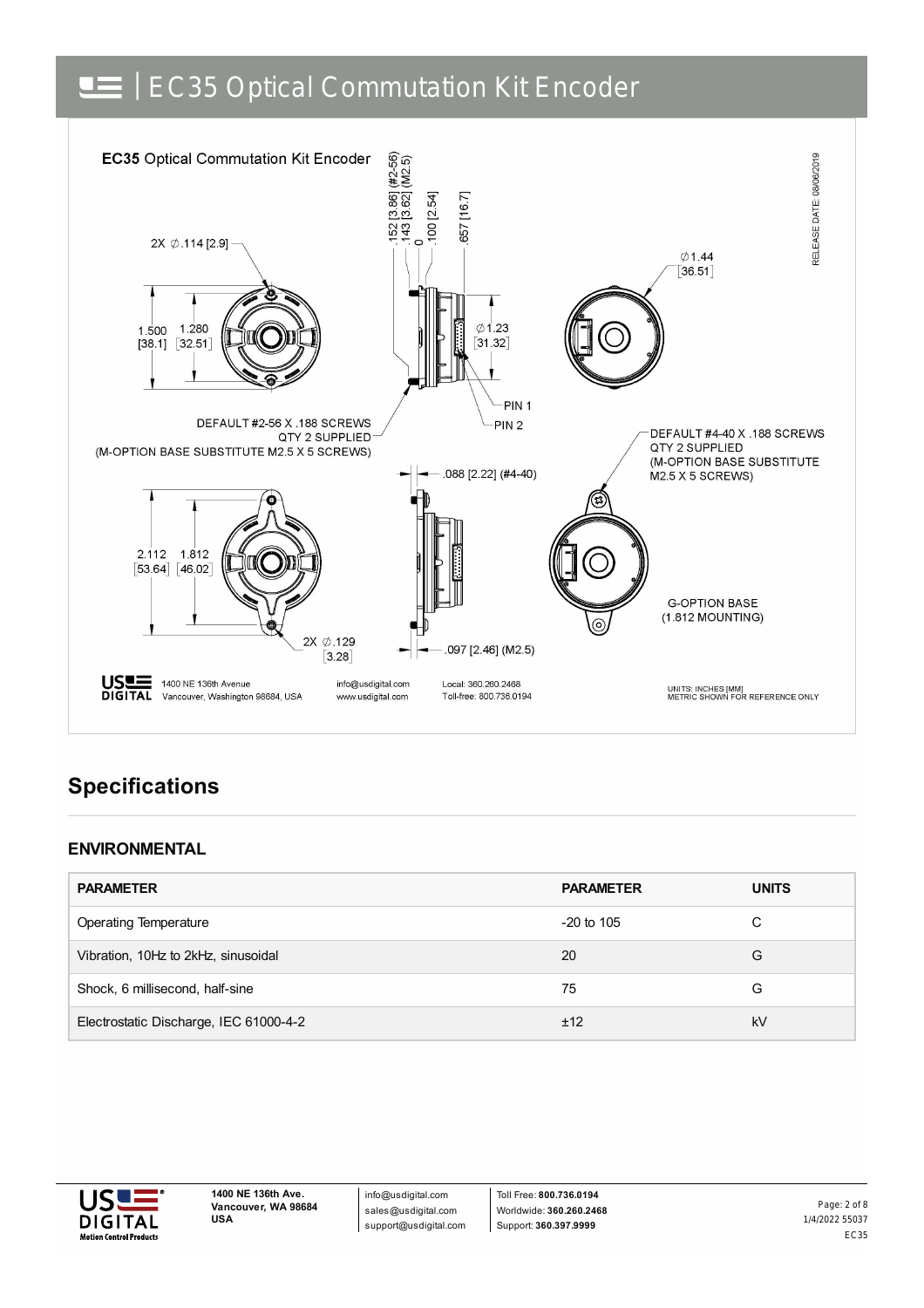# EC35 Optical Commutation Kit Encoder

EC35 Optical Commutation Kit Encoder

2X ∅.114 [2.9]

1.500 [38.1]

1.280 [32.51]

.152 [3.86] (#2-56)
.143 [3.62] (M2.5)
0
.100 [2.54]
.657 [16.7]

∅1.23 [31.32]

PIN 1

PIN 2

∅1.44 [36.51]

RELEASE DATE: 08/06/2019

DEFAULT #2-56 X .188 SCREWS
QTY 2 SUPPLIED
(M-OPTION BASE SUBSTITUTE M2.5 X 5 SCREWS)

DEFAULT #4-40 X .188 SCREWS
QTY 2 SUPPLIED
(M-OPTION BASE SUBSTITUTE M2.5 X 5 SCREWS)

.088 [2.22] (#4-40)

2.112 [53.64]

1.812 [46.02]

2X ∅.129 [3.28]

.097 [2.46] (M2.5)

G-OPTION BASE
(1.812 MOUNTING)

US DIGITAL
1400 NE 136th Avenue
Vancouver, Washington 98684, USA

info@usdigital.com
www.usdigital.com

Local: 360.260.2468
Toll-free: 800.736.0194

UNITS: INCHES [MM]
METRIC SHOWN FOR REFERENCE ONLY

## Specifications

### ENVIRONMENTAL

| PARAMETER | PARAMETER | UNITS |
|---|---|---|
| Operating Temperature | -20 to 105 | C |
| Vibration, 10Hz to 2kHz, sinusoidal | 20 | G |
| Shock, 6 millisecond, half-sine | 75 | G |
| Electrostatic Discharge, IEC 61000-4-2 | ±12 | kV |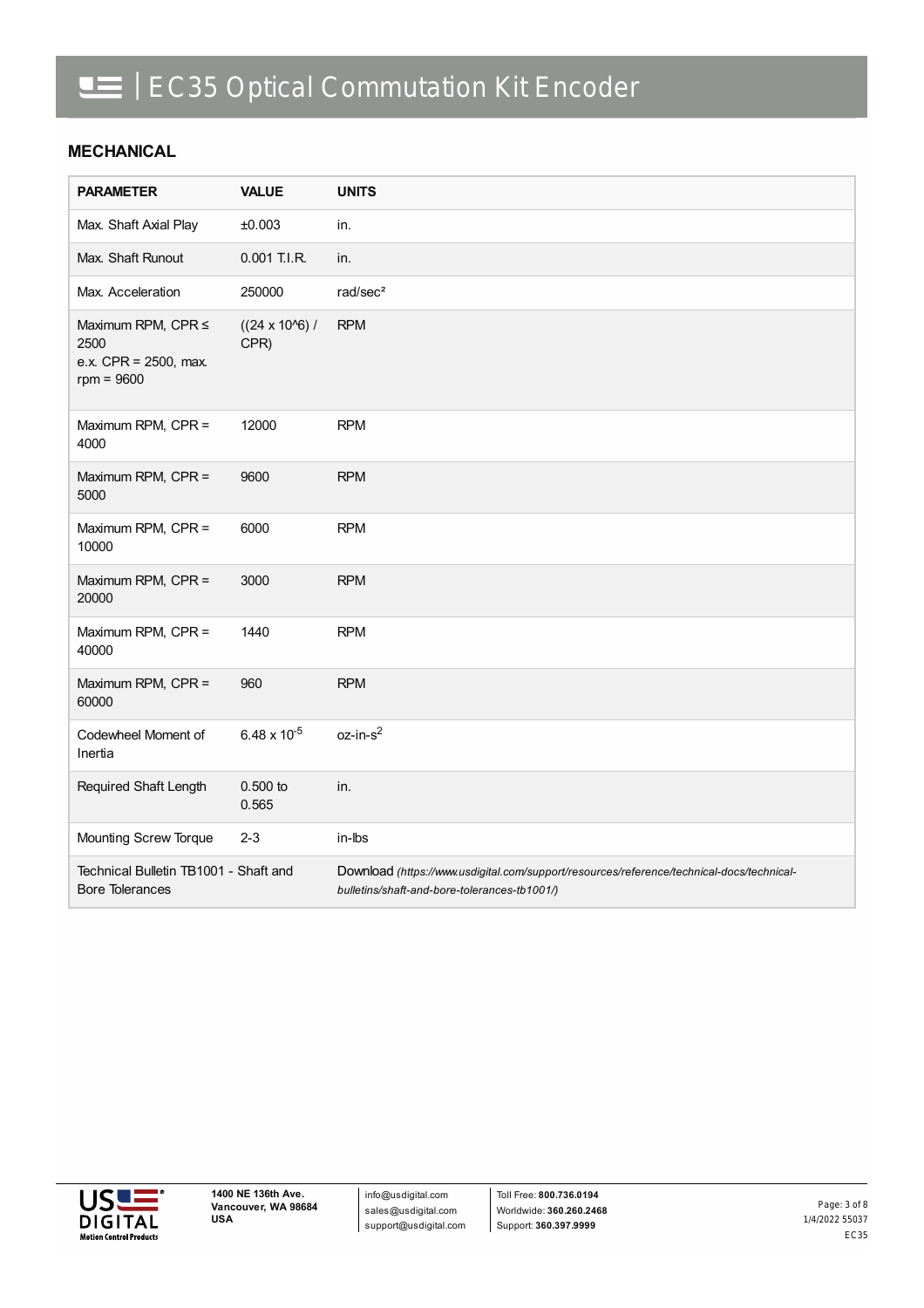## MECHANICAL

| PARAMETER | VALUE | UNITS |
|---|---|---|
| Max. Shaft Axial Play | ±0.003 | in. |
| Max. Shaft Runout | 0.001 T.I.R. | in. |
| Max. Acceleration | 250000 | rad/sec² |
| Maximum RPM, CPR ≤ 2500 e.x. CPR = 2500, max. rpm = 9600 | ((24 x 10^6) / CPR) | RPM |
| Maximum RPM, CPR = 4000 | 12000 | RPM |
| Maximum RPM, CPR = 5000 | 9600 | RPM |
| Maximum RPM, CPR = 10000 | 6000 | RPM |
| Maximum RPM, CPR = 20000 | 3000 | RPM |
| Maximum RPM, CPR = 40000 | 1440 | RPM |
| Maximum RPM, CPR = 60000 | 960 | RPM |
| Codewheel Moment of Inertia | $6.48 \times 10^{-5}$ | oz-in-$s^2$ |
| Required Shaft Length | 0.500 to 0.565 | in. |
| Mounting Screw Torque | 2-3 | in-lbs |
| Technical Bulletin TB1001 - Shaft and Bore Tolerances | | Download *(https://www.usdigital.com/support/resources/reference/technical-docs/technical-bulletins/shaft-and-bore-tolerances-tb1001/)* |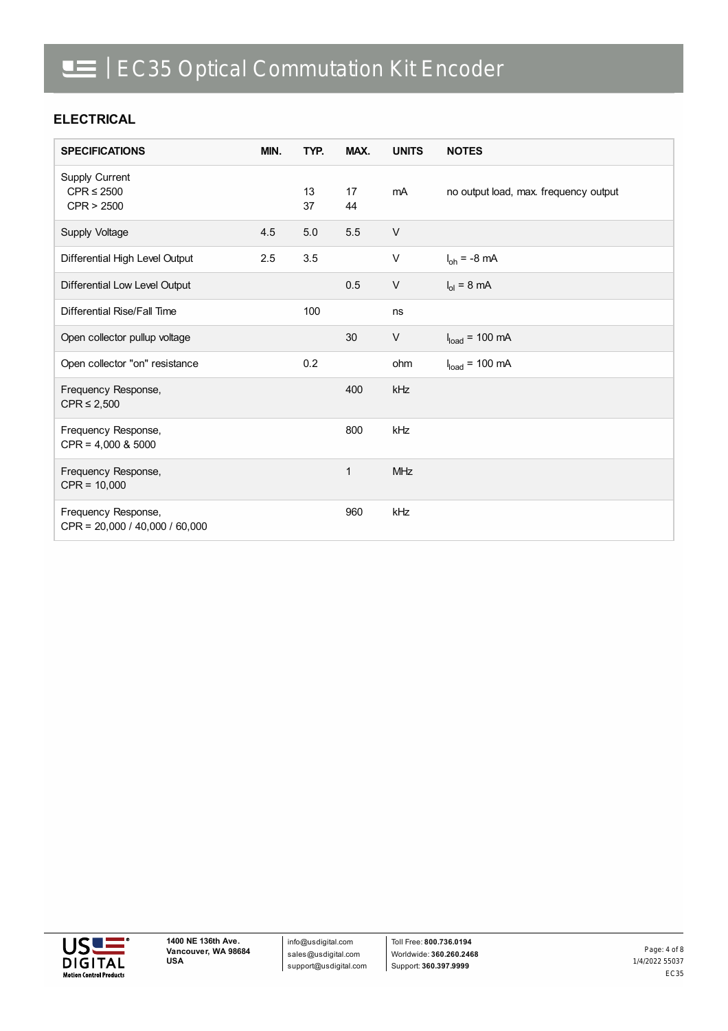## ELECTRICAL

| SPECIFICATIONS | MIN. | TYP. | MAX. | UNITS | NOTES |
|---|---|---|---|---|---|
| Supply Current<br>CPR ≤ 2500<br>CPR > 2500 | | <br>13<br>37 | <br>17<br>44 | mA | no output load, max. frequency output |
| Supply Voltage | 4.5 | 5.0 | 5.5 | V | |
| Differential High Level Output | 2.5 | 3.5 | | V | $I_{oh}$ = -8 mA |
| Differential Low Level Output | | | 0.5 | V | $I_{ol}$ = 8 mA |
| Differential Rise/Fall Time | | 100 | | ns | |
| Open collector pullup voltage | | | 30 | V | $I_{load}$ = 100 mA |
| Open collector "on" resistance | | 0.2 | | ohm | $I_{load}$ = 100 mA |
| Frequency Response, CPR ≤ 2,500 | | | 400 | kHz | |
| Frequency Response, CPR = 4,000 & 5000 | | | 800 | kHz | |
| Frequency Response, CPR = 10,000 | | | 1 | MHz | |
| Frequency Response, CPR = 20,000 / 40,000 / 60,000 | | | 960 | kHz | |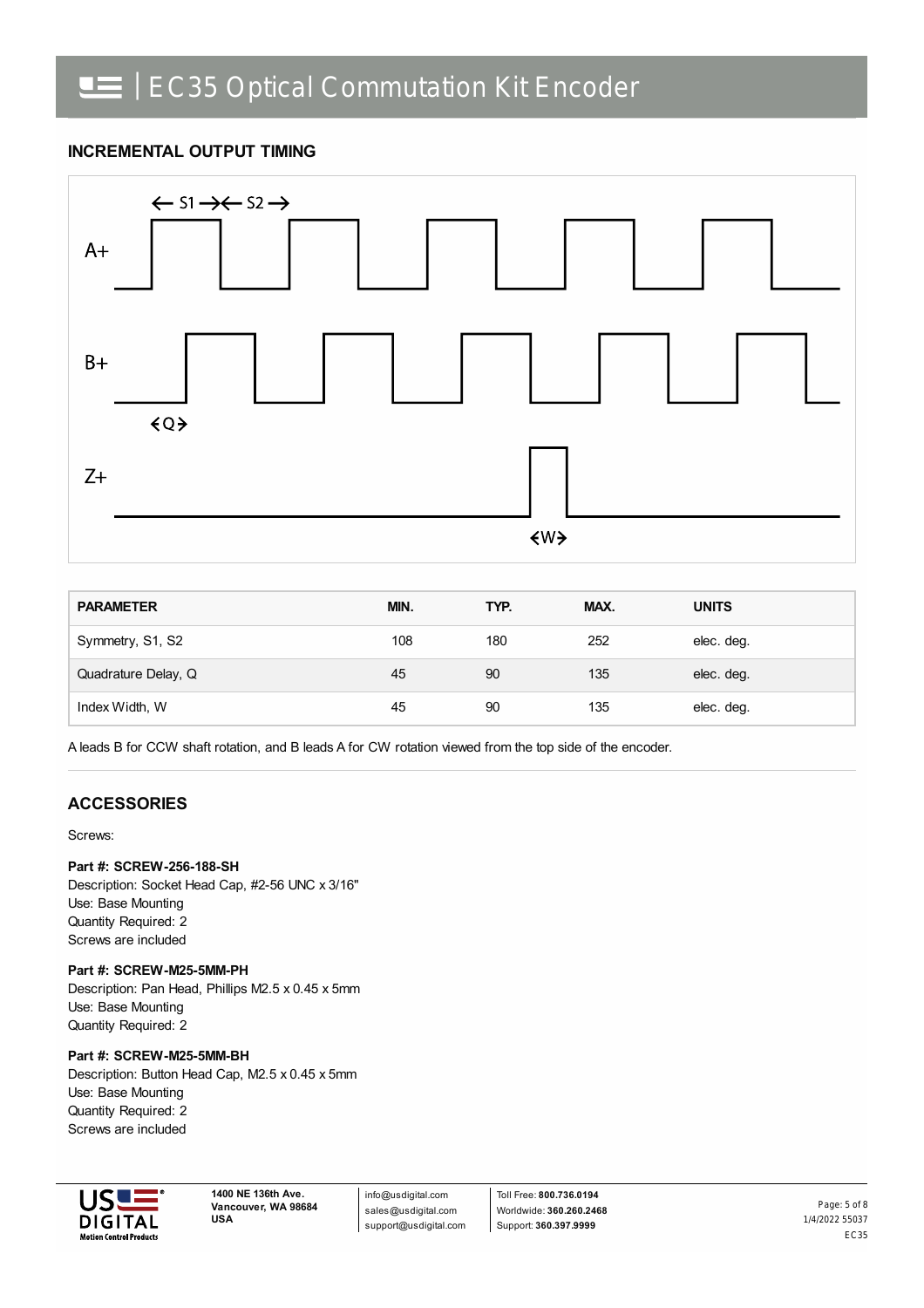## INCREMENTAL OUTPUT TIMING

S1
S2
A+
B+
Q
Z+
W

| PARAMETER | MIN. | TYP. | MAX. | UNITS |
|---|---|---|---|---|
| Symmetry, S1, S2 | 108 | 180 | 252 | elec. deg. |
| Quadrature Delay, Q | 45 | 90 | 135 | elec. deg. |
| Index Width, W | 45 | 90 | 135 | elec. deg. |

A leads B for CCW shaft rotation, and B leads A for CW rotation viewed from the top side of the encoder.

## ACCESSORIES

Screws:

**Part #: SCREW-256-188-SH**
Description: Socket Head Cap, #2-56 UNC x 3/16"
Use: Base Mounting
Quantity Required: 2
Screws are included

**Part #: SCREW-M25-5MM-PH**
Description: Pan Head, Phillips M2.5 x 0.45 x 5mm
Use: Base Mounting
Quantity Required: 2

**Part #: SCREW-M25-5MM-BH**
Description: Button Head Cap, M2.5 x 0.45 x 5mm
Use: Base Mounting
Quantity Required: 2
Screws are included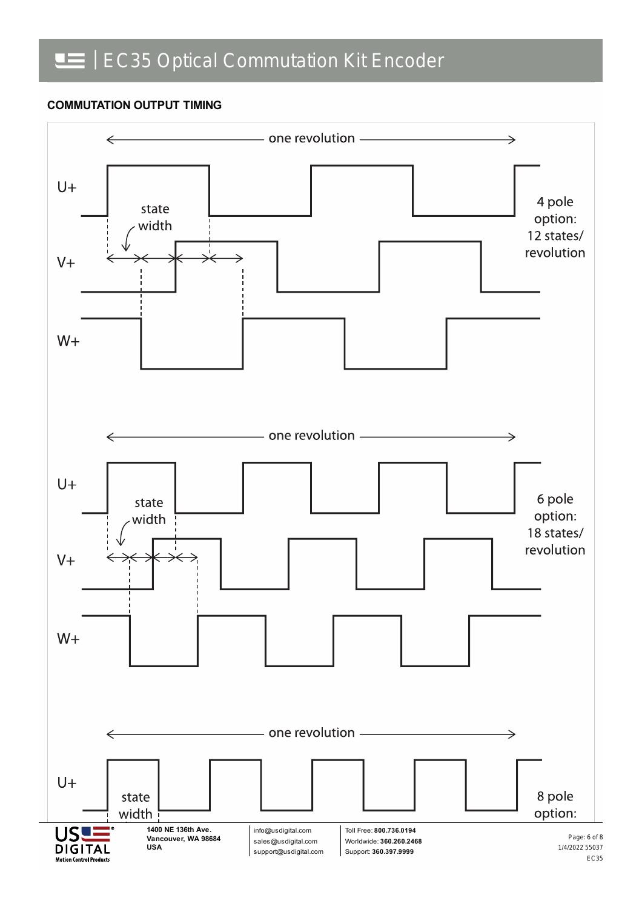## COMMUTATION OUTPUT TIMING

one revolution

U+

V+

W+

state width

4 pole option: 12 states/ revolution

one revolution

U+

V+

W+

state width

6 pole option: 18 states/ revolution

one revolution

U+

state width

8 pole option: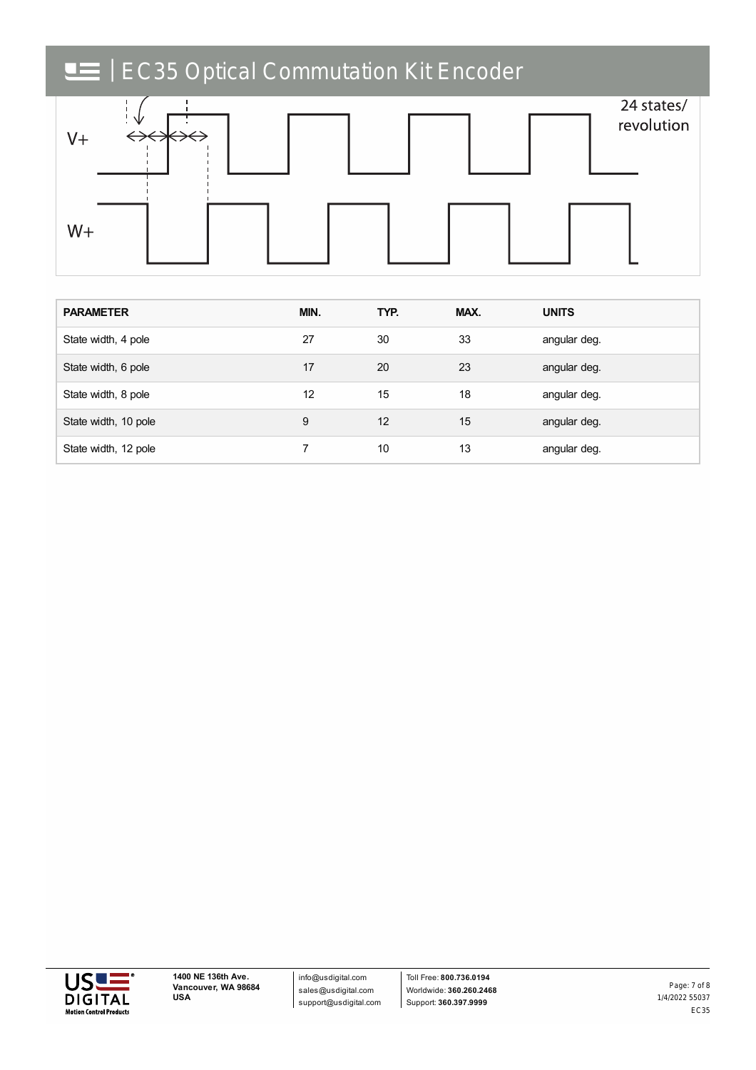V+

W+

24 states/
revolution

| PARAMETER | MIN. | TYP. | MAX. | UNITS |
|---|---|---|---|---|
| State width, 4 pole | 27 | 30 | 33 | angular deg. |
| State width, 6 pole | 17 | 20 | 23 | angular deg. |
| State width, 8 pole | 12 | 15 | 18 | angular deg. |
| State width, 10 pole | 9 | 12 | 15 | angular deg. |
| State width, 12 pole | 7 | 10 | 13 | angular deg. |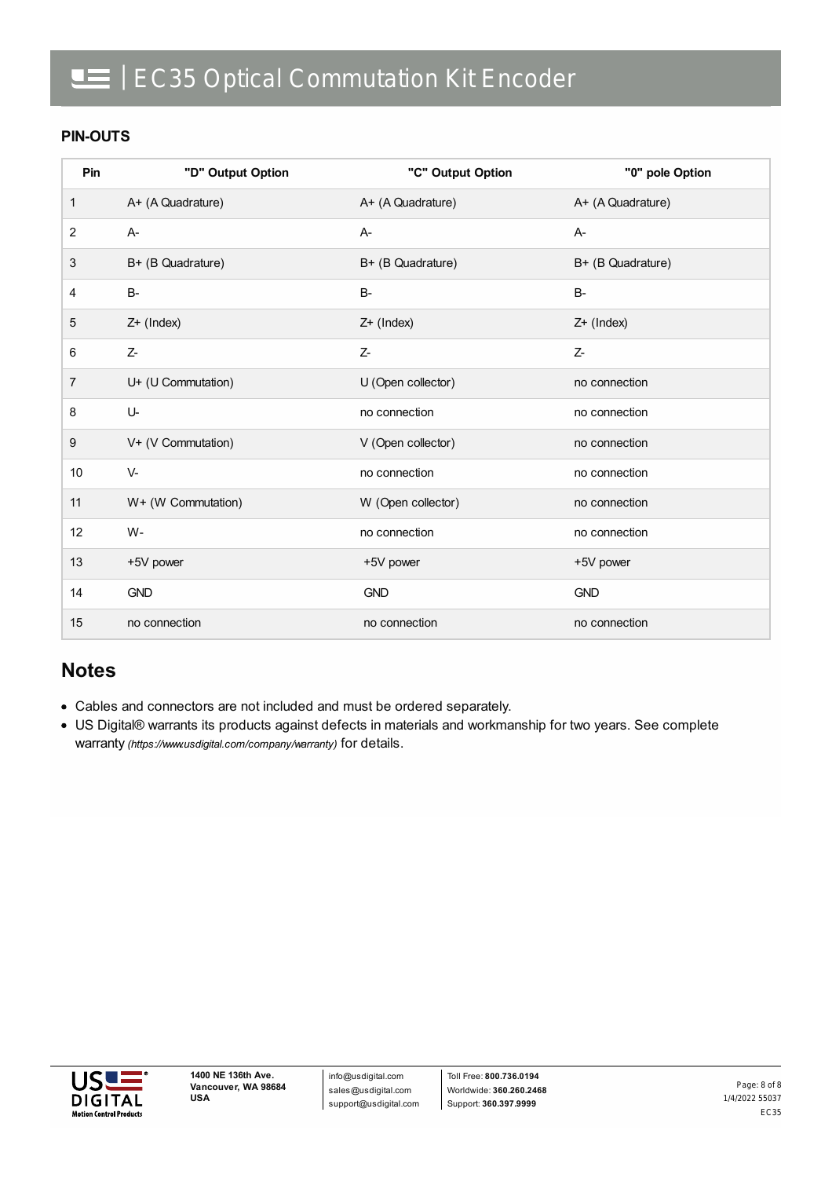## PIN-OUTS

| Pin | "D" Output Option | "C" Output Option | "0" pole Option |
|---|---|---|---|
| 1 | A+ (A Quadrature) | A+ (A Quadrature) | A+ (A Quadrature) |
| 2 | A- | A- | A- |
| 3 | B+ (B Quadrature) | B+ (B Quadrature) | B+ (B Quadrature) |
| 4 | B- | B- | B- |
| 5 | Z+ (Index) | Z+ (Index) | Z+ (Index) |
| 6 | Z- | Z- | Z- |
| 7 | U+ (U Commutation) | U (Open collector) | no connection |
| 8 | U- | no connection | no connection |
| 9 | V+ (V Commutation) | V (Open collector) | no connection |
| 10 | V- | no connection | no connection |
| 11 | W+ (W Commutation) | W (Open collector) | no connection |
| 12 | W- | no connection | no connection |
| 13 | +5V power | +5V power | +5V power |
| 14 | GND | GND | GND |
| 15 | no connection | no connection | no connection |

## Notes

- Cables and connectors are not included and must be ordered separately.
- US Digital® warrants its products against defects in materials and workmanship for two years. See complete warranty *(https://www.usdigital.com/company/warranty)* for details.

**1400 NE 136th Ave.**
**Vancouver, WA 98684**
**USA**

info@usdigital.com
sales@usdigital.com
support@usdigital.com

Toll Free: **800.736.0194**
Worldwide: **360.260.2468**
Support: **360.397.9999**